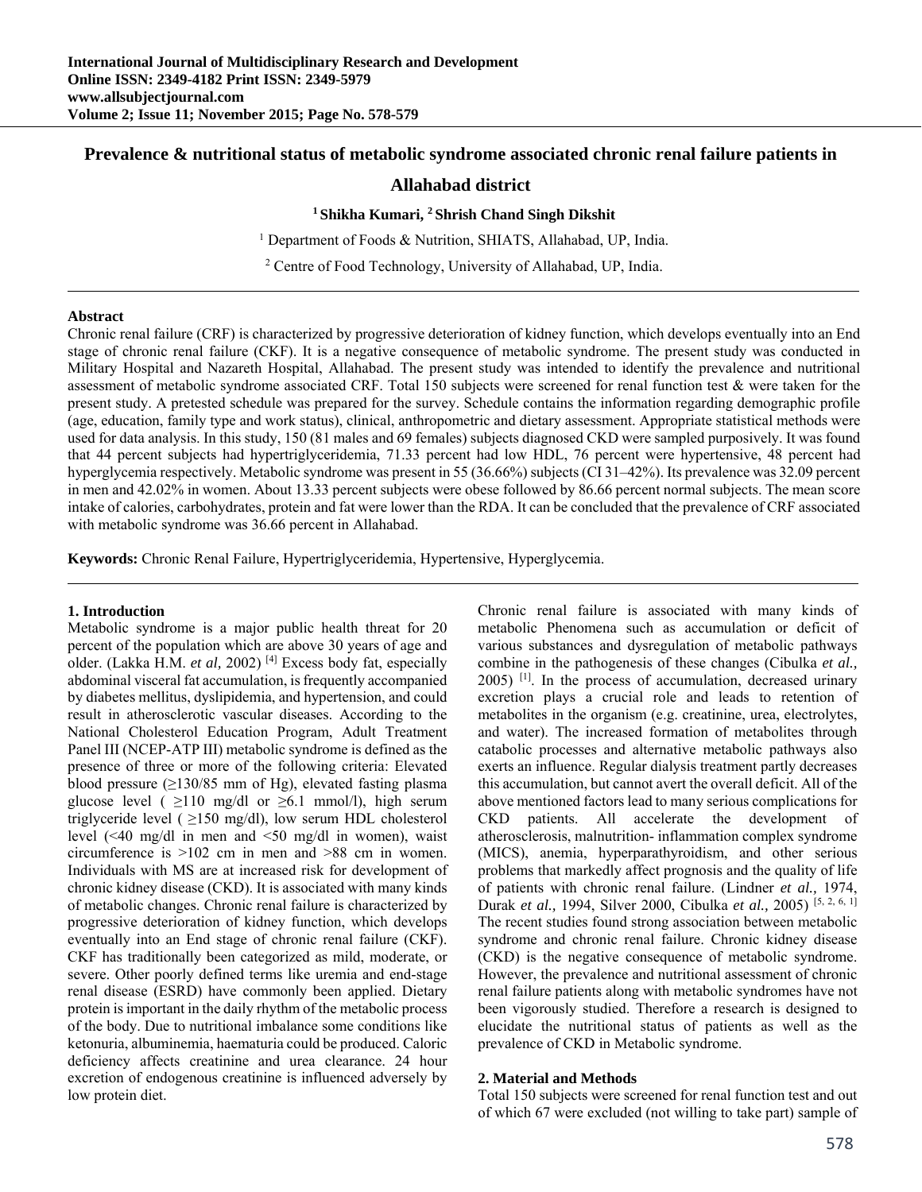# Prevalence & nutritional status of metabolic syndrome associated chronic renal failure patients in Allahabad district

**[1] Shikha Kumari, [2] Shrish Chand Singh Dikshit**

[1] Department of Foods & Nutrition, SHIATS, Allahabad, UP, India.

[2] Centre of Food Technology, University of Allahabad, UP, India.

---

**Abstract**

Chronic renal failure (CRF) is characterized by progressive deterioration of kidney function, which develops eventually into an End stage of chronic renal failure (CKF). It is a negative consequence of metabolic syndrome. The present study was conducted in Military Hospital and Nazareth Hospital, Allahabad. The present study was intended to identify the prevalence and nutritional assessment of metabolic syndrome associated CRF. Total 150 subjects were screened for renal function test & were taken for the present study. A pretested schedule was prepared for the survey. Schedule contains the information regarding demographic profile (age, education, family type and work status), clinical, anthropometric and dietary assessment. Appropriate statistical methods were used for data analysis. In this study, 150 (81 males and 69 females) subjects diagnosed CKD were sampled purposively. It was found that 44 percent subjects had hypertriglyceridemia, 71.33 percent had low HDL, 76 percent were hypertensive, 48 percent had hyperglycemia respectively. Metabolic syndrome was present in 55 (36.66%) subjects (CI 31–42%). Its prevalence was 32.09 percent in men and 42.02% in women. About 13.33 percent subjects were obese followed by 86.66 percent normal subjects. The mean score intake of calories, carbohydrates, protein and fat were lower than the RDA. It can be concluded that the prevalence of CRF associated with metabolic syndrome was 36.66 percent in Allahabad.

**Keywords:** Chronic Renal Failure, Hypertriglyceridemia, Hypertensive, Hyperglycemia.

---

## 1. Introduction

Metabolic syndrome is a major public health threat for 20 percent of the population which are above 30 years of age and older. (Lakka H.M. *et al,* 2002) [4] Excess body fat, especially abdominal visceral fat accumulation, is frequently accompanied by diabetes mellitus, dyslipidemia, and hypertension, and could result in atherosclerotic vascular diseases. According to the National Cholesterol Education Program, Adult Treatment Panel III (NCEP-ATP III) metabolic syndrome is defined as the presence of three or more of the following criteria: Elevated blood pressure (≥130/85 mm of Hg), elevated fasting plasma glucose level ( ≥110 mg/dl or ≥6.1 mmol/l), high serum triglyceride level ( ≥150 mg/dl), low serum HDL cholesterol level (<40 mg/dl in men and <50 mg/dl in women), waist circumference is >102 cm in men and >88 cm in women. Individuals with MS are at increased risk for development of chronic kidney disease (CKD). It is associated with many kinds of metabolic changes. Chronic renal failure is characterized by progressive deterioration of kidney function, which develops eventually into an End stage of chronic renal failure (CKF). CKF has traditionally been categorized as mild, moderate, or severe. Other poorly defined terms like uremia and end-stage renal disease (ESRD) have commonly been applied. Dietary protein is important in the daily rhythm of the metabolic process of the body. Due to nutritional imbalance some conditions like ketonuria, albuminemia, haematuria could be produced. Caloric deficiency affects creatinine and urea clearance. 24 hour excretion of endogenous creatinine is influenced adversely by low protein diet.

Chronic renal failure is associated with many kinds of metabolic Phenomena such as accumulation or deficit of various substances and dysregulation of metabolic pathways combine in the pathogenesis of these changes (Cibulka *et al.,* 2005) [1]. In the process of accumulation, decreased urinary excretion plays a crucial role and leads to retention of metabolites in the organism (e.g. creatinine, urea, electrolytes, and water). The increased formation of metabolites through catabolic processes and alternative metabolic pathways also exerts an influence. Regular dialysis treatment partly decreases this accumulation, but cannot avert the overall deficit. All of the above mentioned factors lead to many serious complications for CKD patients. All accelerate the development of atherosclerosis, malnutrition- inflammation complex syndrome (MICS), anemia, hyperparathyroidism, and other serious problems that markedly affect prognosis and the quality of life of patients with chronic renal failure. (Lindner *et al.,* 1974, Durak *et al.,* 1994, Silver 2000, Cibulka *et al.,* 2005) [5, 2, 6, 1] The recent studies found strong association between metabolic syndrome and chronic renal failure. Chronic kidney disease (CKD) is the negative consequence of metabolic syndrome. However, the prevalence and nutritional assessment of chronic renal failure patients along with metabolic syndromes have not been vigorously studied. Therefore a research is designed to elucidate the nutritional status of patients as well as the prevalence of CKD in Metabolic syndrome.

## 2. Material and Methods

Total 150 subjects were screened for renal function test and out of which 67 were excluded (not willing to take part) sample of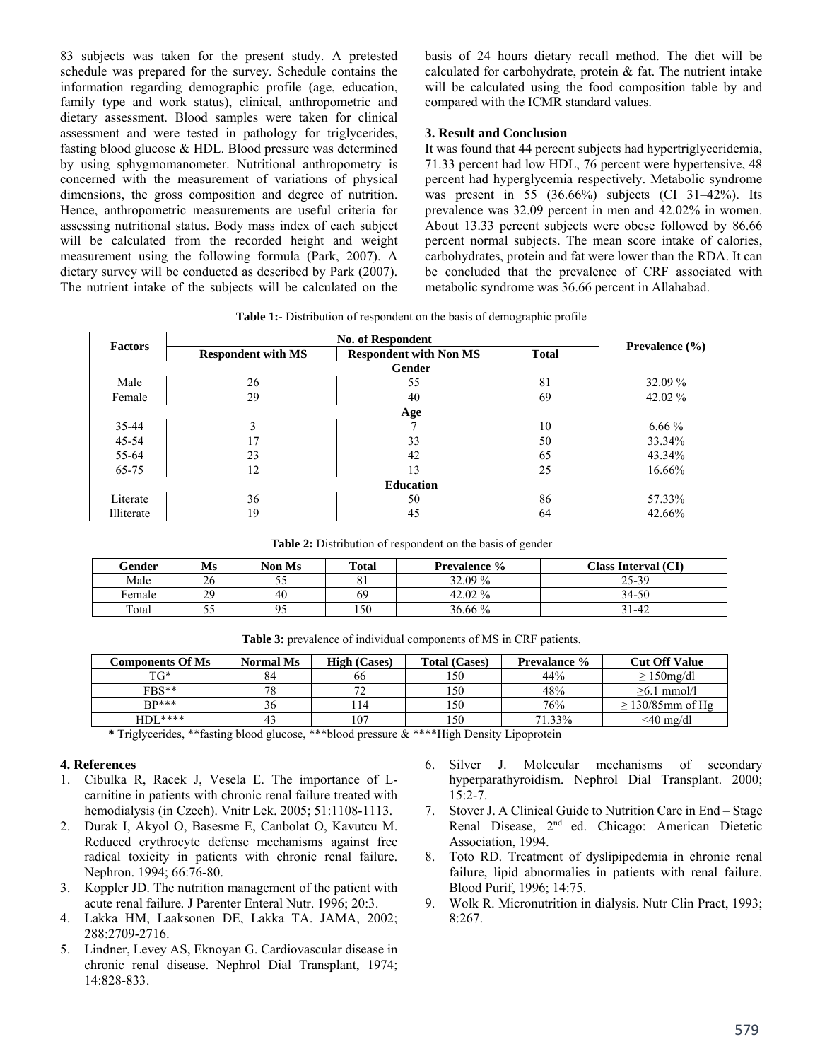83 subjects was taken for the present study. A pretested schedule was prepared for the survey. Schedule contains the information regarding demographic profile (age, education, family type and work status), clinical, anthropometric and dietary assessment. Blood samples were taken for clinical assessment and were tested in pathology for triglycerides, fasting blood glucose & HDL. Blood pressure was determined by using sphygmomanometer. Nutritional anthropometry is concerned with the measurement of variations of physical dimensions, the gross composition and degree of nutrition. Hence, anthropometric measurements are useful criteria for assessing nutritional status. Body mass index of each subject will be calculated from the recorded height and weight measurement using the following formula (Park, 2007). A dietary survey will be conducted as described by Park (2007). The nutrient intake of the subjects will be calculated on the basis of 24 hours dietary recall method. The diet will be calculated for carbohydrate, protein & fat. The nutrient intake will be calculated using the food composition table by and compared with the ICMR standard values.

### 3. Result and Conclusion

It was found that 44 percent subjects had hypertriglyceridemia, 71.33 percent had low HDL, 76 percent were hypertensive, 48 percent had hyperglycemia respectively. Metabolic syndrome was present in 55 (36.66%) subjects (CI 31–42%). Its prevalence was 32.09 percent in men and 42.02% in women. About 13.33 percent subjects were obese followed by 86.66 percent normal subjects. The mean score intake of calories, carbohydrates, protein and fat were lower than the RDA. It can be concluded that the prevalence of CRF associated with metabolic syndrome was 36.66 percent in Allahabad.

**Table 1:-** Distribution of respondent on the basis of demographic profile

| Factors | No. of Respondent | | | Prevalence (%) |
|---|---|---|---|---|
| | Respondent with MS | Respondent with Non MS | Total | |
| **Gender** | | | | |
| Male | 26 | 55 | 81 | 32.09 % |
| Female | 29 | 40 | 69 | 42.02 % |
| **Age** | | | | |
| 35-44 | 3 | 7 | 10 | 6.66 % |
| 45-54 | 17 | 33 | 50 | 33.34% |
| 55-64 | 23 | 42 | 65 | 43.34% |
| 65-75 | 12 | 13 | 25 | 16.66% |
| **Education** | | | | |
| Literate | 36 | 50 | 86 | 57.33% |
| Illiterate | 19 | 45 | 64 | 42.66% |

**Table 2:** Distribution of respondent on the basis of gender

| Gender | Ms | Non Ms | Total | Prevalence % | Class Interval (CI) |
|---|---|---|---|---|---|
| Male | 26 | 55 | 81 | 32.09 % | 25-39 |
| Female | 29 | 40 | 69 | 42.02 % | 34-50 |
| Total | 55 | 95 | 150 | 36.66 % | 31-42 |

**Table 3:** prevalence of individual components of MS in CRF patients.

| Components Of Ms | Normal Ms | High (Cases) | Total (Cases) | Prevalance % | Cut Off Value |
|---|---|---|---|---|---|
| TG* | 84 | 66 | 150 | 44% | $\geq$ 150mg/dl |
| FBS** | 78 | 72 | 150 | 48% | $\geq$6.1 mmol/l |
| BP*** | 36 | 114 | 150 | 76% | $\geq$ 130/85mm of Hg |
| HDL**** | 43 | 107 | 150 | 71.33% | <40 mg/dl |

\* Triglycerides, **fasting blood glucose, ***blood pressure & ****High Density Lipoprotein

### 4. References

1. Cibulka R, Racek J, Vesela E. The importance of L-carnitine in patients with chronic renal failure treated with hemodialysis (in Czech). Vnitr Lek. 2005; 51:1108-1113.
2. Durak I, Akyol O, Basesme E, Canbolat O, Kavutcu M. Reduced erythrocyte defense mechanisms against free radical toxicity in patients with chronic renal failure. Nephron. 1994; 66:76-80.
3. Koppler JD. The nutrition management of the patient with acute renal failure. J Parenter Enteral Nutr. 1996; 20:3.
4. Lakka HM, Laaksonen DE, Lakka TA. JAMA, 2002; 288:2709-2716.
5. Lindner, Levey AS, Eknoyan G. Cardiovascular disease in chronic renal disease. Nephrol Dial Transplant, 1974; 14:828-833.
6. Silver J. Molecular mechanisms of secondary hyperparathyroidism. Nephrol Dial Transplant. 2000; 15:2-7.
7. Stover J. A Clinical Guide to Nutrition Care in End – Stage Renal Disease, 2nd ed. Chicago: American Dietetic Association, 1994.
8. Toto RD. Treatment of dyslipipedemia in chronic renal failure, lipid abnormalies in patients with renal failure. Blood Purif, 1996; 14:75.
9. Wolk R. Micronutrition in dialysis. Nutr Clin Pract, 1993; 8:267.